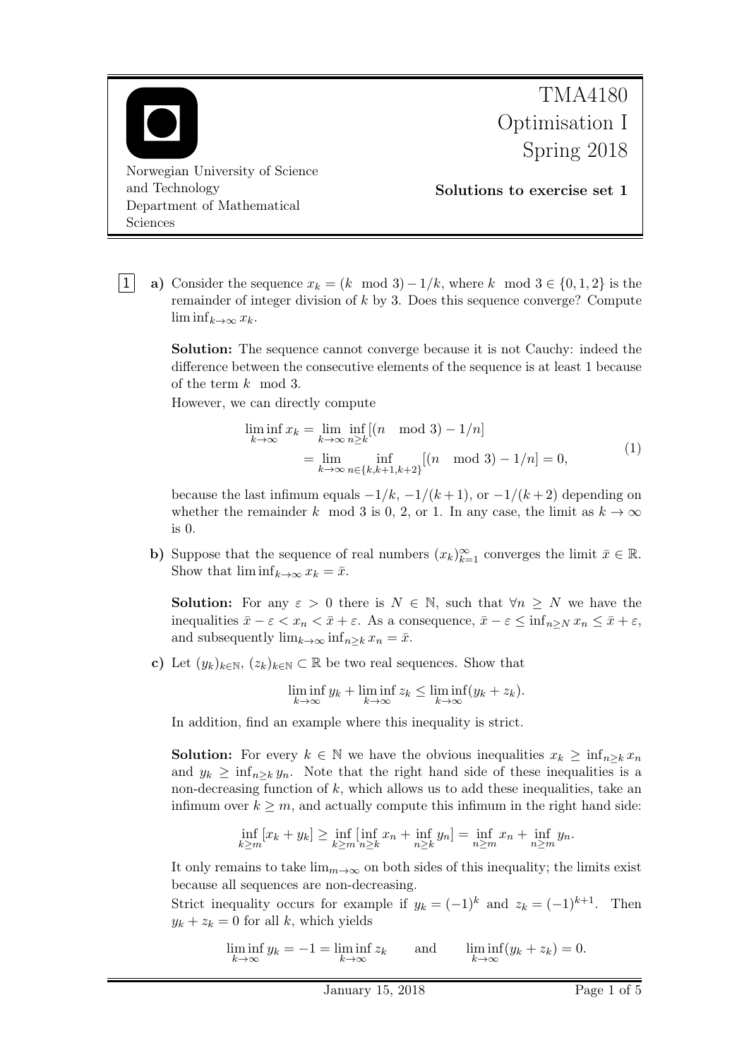TMA4180 Optimisation I Spring 2018

Norwegian University of Science and Technology
Department of Mathematical Sciences

**Solutions to exercise set 1**

**1**

**a)** Consider the sequence $x_k = (k \mod 3) - 1/k$, where $k \mod 3 \in \{0, 1, 2\}$ is the remainder of integer division of $k$ by 3. Does this sequence converge? Compute $\liminf_{k\to\infty} x_k$.

**Solution:** The sequence cannot converge because it is not Cauchy: indeed the difference between the consecutive elements of the sequence is at least 1 because of the term $k \mod 3$.

However, we can directly compute

$$\begin{aligned}\liminf_{k\to\infty} x_k &= \lim_{k\to\infty} \inf_{n\geq k} [(n \mod 3) - 1/n] \\ &= \lim_{k\to\infty} \inf_{n\in\{k,k+1,k+2\}} [(n \mod 3) - 1/n] = 0,\end{aligned} \tag{1}$$

because the last infimum equals $-1/k$, $-1/(k+1)$, or $-1/(k+2)$ depending on whether the remainder $k \mod 3$ is 0, 2, or 1. In any case, the limit as $k \to \infty$ is 0.

**b)** Suppose that the sequence of real numbers $(x_k)_{k=1}^\infty$ converges the limit $\bar{x} \in \mathbb{R}$. Show that $\liminf_{k\to\infty} x_k = \bar{x}$.

**Solution:** For any $\varepsilon > 0$ there is $N \in \mathbb{N}$, such that $\forall n \geq N$ we have the inequalities $\bar{x} - \varepsilon < x_n < \bar{x} + \varepsilon$. As a consequence, $\bar{x} - \varepsilon \leq \inf_{n\geq N} x_n \leq \bar{x} + \varepsilon$, and subsequently $\lim_{k\to\infty} \inf_{n\geq k} x_n = \bar{x}$.

**c)** Let $(y_k)_{k\in\mathbb{N}}$, $(z_k)_{k\in\mathbb{N}} \subset \mathbb{R}$ be two real sequences. Show that

$$\liminf_{k\to\infty} y_k + \liminf_{k\to\infty} z_k \leq \liminf_{k\to\infty} (y_k + z_k).$$

In addition, find an example where this inequality is strict.

**Solution:** For every $k \in \mathbb{N}$ we have the obvious inequalities $x_k \geq \inf_{n\geq k} x_n$ and $y_k \geq \inf_{n\geq k} y_n$. Note that the right hand side of these inequalities is a non-decreasing function of $k$, which allows us to add these inequalities, take an infimum over $k \geq m$, and actually compute this infimum in the right hand side:

$$\inf_{k\geq m} [x_k + y_k] \geq \inf_{k\geq m} [\inf_{n\geq k} x_n + \inf_{n\geq k} y_n] = \inf_{n\geq m} x_n + \inf_{n\geq m} y_n.$$

It only remains to take $\lim_{m\to\infty}$ on both sides of this inequality; the limits exist because all sequences are non-decreasing.

Strict inequality occurs for example if $y_k = (-1)^k$ and $z_k = (-1)^{k+1}$. Then $y_k + z_k = 0$ for all $k$, which yields

$$\liminf_{k\to\infty} y_k = -1 = \liminf_{k\to\infty} z_k \qquad \text{and} \qquad \liminf_{k\to\infty} (y_k + z_k) = 0.$$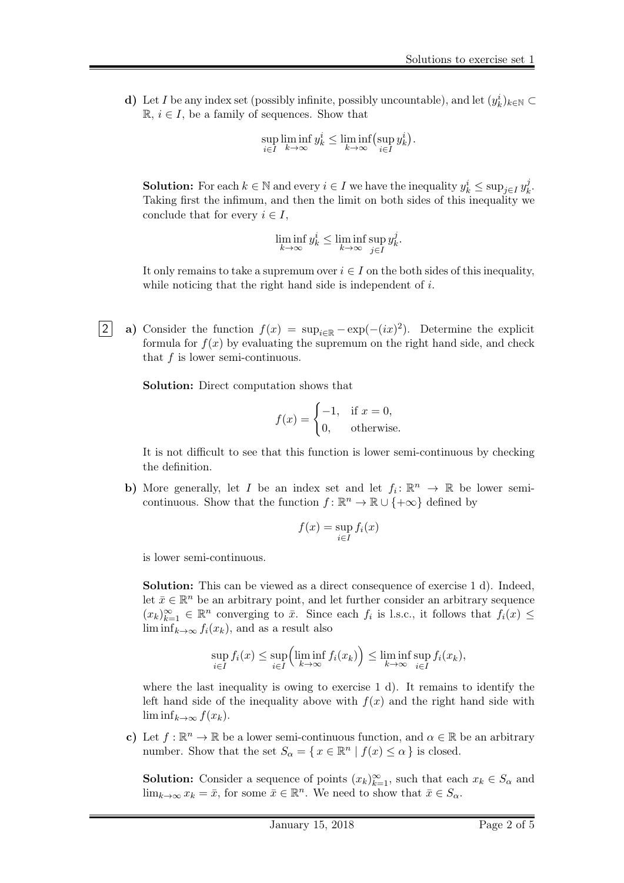**d)** Let $I$ be any index set (possibly infinite, possibly uncountable), and let $(y_k^i)_{k\in\mathbb{N}} \subset \mathbb{R}$, $i \in I$, be a family of sequences. Show that

$$\sup_{i\in I} \liminf_{k\to\infty} y_k^i \leq \liminf_{k\to\infty} \big(\sup_{i\in I} y_k^i\big).$$

**Solution:** For each $k \in \mathbb{N}$ and every $i \in I$ we have the inequality $y_k^i \leq \sup_{j\in I} y_k^j$. Taking first the infimum, and then the limit on both sides of this inequality we conclude that for every $i \in I$,

$$\liminf_{k\to\infty} y_k^i \leq \liminf_{k\to\infty} \sup_{j\in I} y_k^j.$$

It only remains to take a supremum over $i \in I$ on the both sides of this inequality, while noticing that the right hand side is independent of $i$.

**2** **a)** Consider the function $f(x) = \sup_{i\in\mathbb{R}} -\exp(-(ix)^2)$. Determine the explicit formula for $f(x)$ by evaluating the supremum on the right hand side, and check that $f$ is lower semi-continuous.

**Solution:** Direct computation shows that

$$f(x) = \begin{cases} -1, & \text{if } x = 0, \\ 0, & \text{otherwise.} \end{cases}$$

It is not difficult to see that this function is lower semi-continuous by checking the definition.

**b)** More generally, let $I$ be an index set and let $f_i \colon \mathbb{R}^n \to \mathbb{R}$ be lower semi-continuous. Show that the function $f \colon \mathbb{R}^n \to \mathbb{R} \cup \{+\infty\}$ defined by

$$f(x) = \sup_{i\in I} f_i(x)$$

is lower semi-continuous.

**Solution:** This can be viewed as a direct consequence of exercise 1 d). Indeed, let $\bar{x} \in \mathbb{R}^n$ be an arbitrary point, and let further consider an arbitrary sequence $(x_k)_{k=1}^{\infty} \in \mathbb{R}^n$ converging to $\bar{x}$. Since each $f_i$ is l.s.c., it follows that $f_i(x) \leq \liminf_{k\to\infty} f_i(x_k)$, and as a result also

$$\sup_{i\in I} f_i(x) \leq \sup_{i\in I} \Big( \liminf_{k\to\infty} f_i(x_k) \Big) \leq \liminf_{k\to\infty} \sup_{i\in I} f_i(x_k),$$

where the last inequality is owing to exercise 1 d). It remains to identify the left hand side of the inequality above with $f(x)$ and the right hand side with $\liminf_{k\to\infty} f(x_k)$.

**c)** Let $f : \mathbb{R}^n \to \mathbb{R}$ be a lower semi-continuous function, and $\alpha \in \mathbb{R}$ be an arbitrary number. Show that the set $S_\alpha = \{\, x \in \mathbb{R}^n \mid f(x) \leq \alpha \,\}$ is closed.

**Solution:** Consider a sequence of points $(x_k)_{k=1}^{\infty}$, such that each $x_k \in S_\alpha$ and $\lim_{k\to\infty} x_k = \bar{x}$, for some $\bar{x} \in \mathbb{R}^n$. We need to show that $\bar{x} \in S_\alpha$.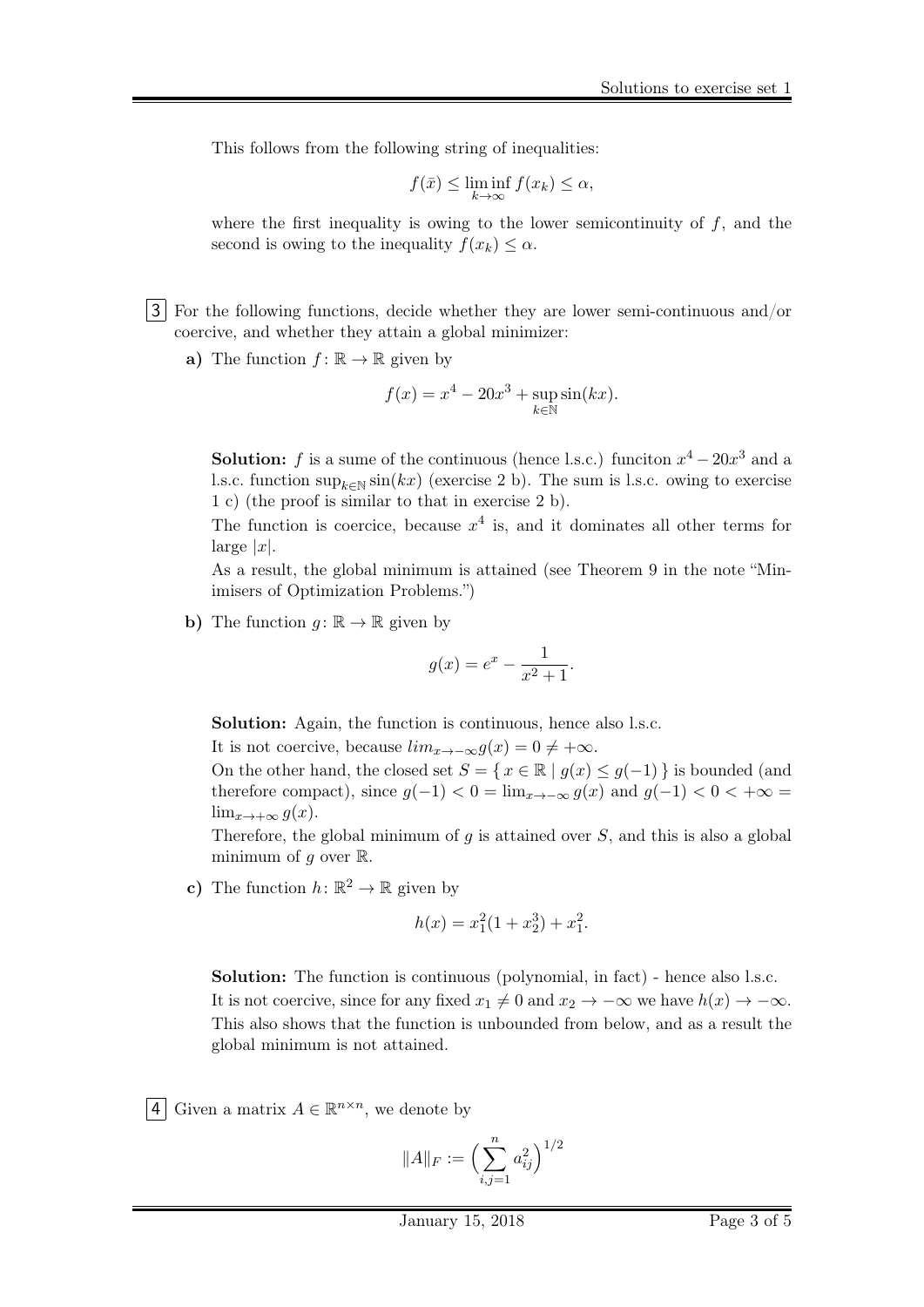This follows from the following string of inequalities:

$$f(\bar{x}) \leq \liminf_{k\to\infty} f(x_k) \leq \alpha,$$

where the first inequality is owing to the lower semicontinuity of $f$, and the second is owing to the inequality $f(x_k) \leq \alpha$.

**3** For the following functions, decide whether they are lower semi-continuous and/or coercive, and whether they attain a global minimizer:

**a)** The function $f\colon \mathbb{R} \to \mathbb{R}$ given by

$$f(x) = x^4 - 20x^3 + \sup_{k\in\mathbb{N}} \sin(kx).$$

**Solution:** $f$ is a sume of the continuous (hence l.s.c.) funciton $x^4 - 20x^3$ and a l.s.c. function $\sup_{k\in\mathbb{N}} \sin(kx)$ (exercise 2 b). The sum is l.s.c. owing to exercise 1 c) (the proof is similar to that in exercise 2 b).

The function is coercice, because $x^4$ is, and it dominates all other terms for large $|x|$.

As a result, the global minimum is attained (see Theorem 9 in the note "Minimisers of Optimization Problems.")

**b)** The function $g\colon \mathbb{R} \to \mathbb{R}$ given by

$$g(x) = e^x - \frac{1}{x^2+1}.$$

**Solution:** Again, the function is continuous, hence also l.s.c.

It is not coercive, because $lim_{x\to-\infty} g(x) = 0 \neq +\infty$.

On the other hand, the closed set $S = \{\, x \in \mathbb{R} \mid g(x) \leq g(-1) \,\}$ is bounded (and therefore compact), since $g(-1) < 0 = \lim_{x\to-\infty} g(x)$ and $g(-1) < 0 < +\infty = \lim_{x\to+\infty} g(x)$.

Therefore, the global minimum of $g$ is attained over $S$, and this is also a global minimum of $g$ over $\mathbb{R}$.

**c)** The function $h\colon \mathbb{R}^2 \to \mathbb{R}$ given by

$$h(x) = x_1^2(1 + x_2^3) + x_1^2.$$

**Solution:** The function is continuous (polynomial, in fact) - hence also l.s.c.

It is not coercive, since for any fixed $x_1 \neq 0$ and $x_2 \to -\infty$ we have $h(x) \to -\infty$. This also shows that the function is unbounded from below, and as a result the global minimum is not attained.

**4** Given a matrix $A \in \mathbb{R}^{n\times n}$, we denote by

$$\|A\|_F := \Big(\sum_{i,j=1}^{n} a_{ij}^2\Big)^{1/2}$$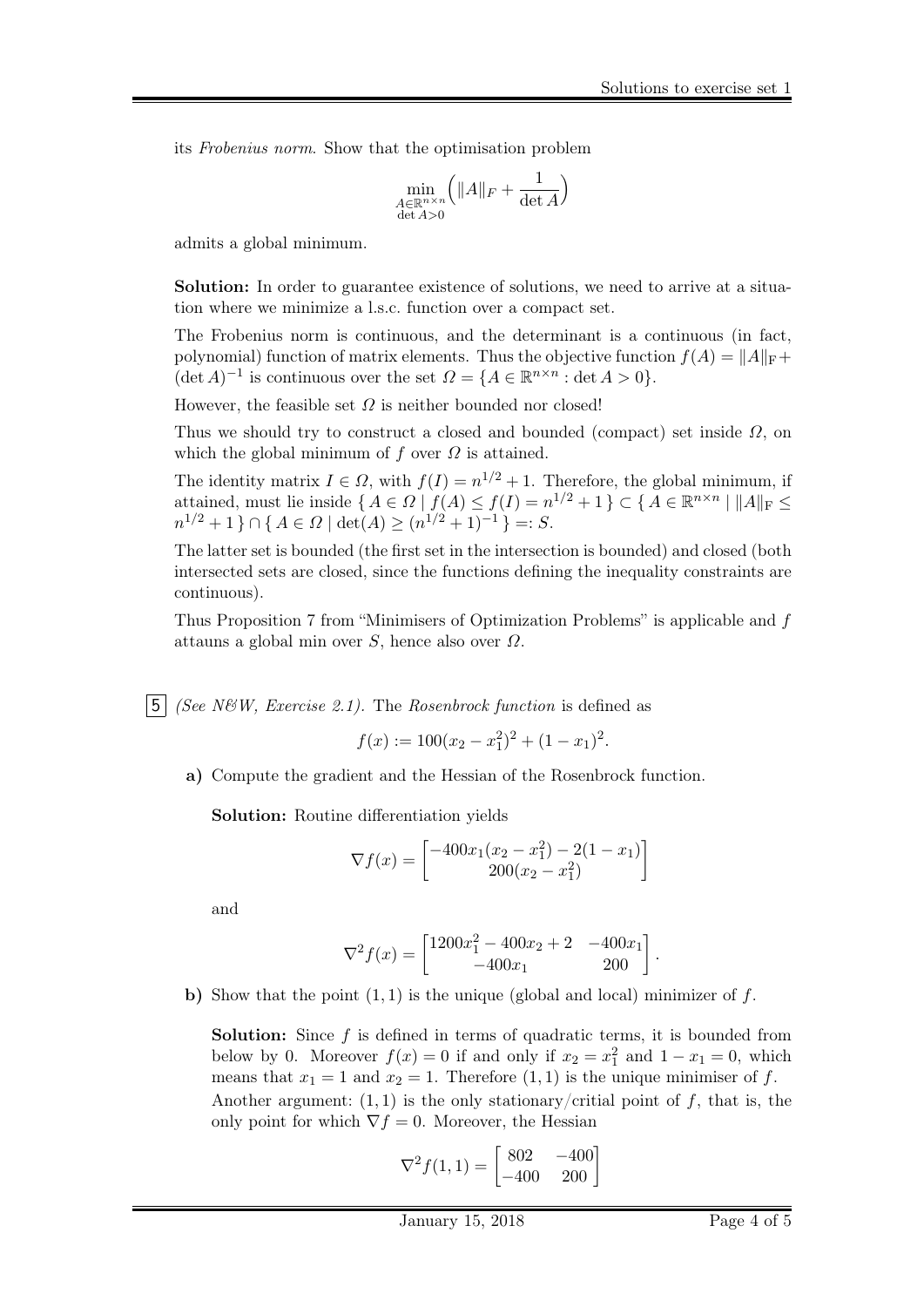its *Frobenius norm*. Show that the optimisation problem

$$\min_{\substack{A \in \mathbb{R}^{n \times n} \\ \det A > 0}} \Big( \|A\|_F + \frac{1}{\det A} \Big)$$

admits a global minimum.

**Solution:** In order to guarantee existence of solutions, we need to arrive at a situation where we minimize a l.s.c. function over a compact set.

The Frobenius norm is continuous, and the determinant is a continuous (in fact, polynomial) function of matrix elements. Thus the objective function $f(A) = \|A\|_{\mathrm{F}} + (\det A)^{-1}$ is continuous over the set $\Omega = \{A \in \mathbb{R}^{n \times n} : \det A > 0\}$.

However, the feasible set $\Omega$ is neither bounded nor closed!

Thus we should try to construct a closed and bounded (compact) set inside $\Omega$, on which the global minimum of $f$ over $\Omega$ is attained.

The identity matrix $I \in \Omega$, with $f(I) = n^{1/2} + 1$. Therefore, the global minimum, if attained, must lie inside $\{ A \in \Omega \mid f(A) \le f(I) = n^{1/2} + 1 \} \subset \{ A \in \mathbb{R}^{n \times n} \mid \|A\|_{\mathrm{F}} \le n^{1/2} + 1 \} \cap \{ A \in \Omega \mid \det(A) \ge (n^{1/2} + 1)^{-1} \} =: S$.

The latter set is bounded (the first set in the intersection is bounded) and closed (both intersected sets are closed, since the functions defining the inequality constraints are continuous).

Thus Proposition 7 from "Minimisers of Optimization Problems" is applicable and $f$ attauns a global min over $S$, hence also over $\Omega$.

**5** *(See N&W, Exercise 2.1).* The *Rosenbrock function* is defined as

$$f(x) := 100(x_2 - x_1^2)^2 + (1 - x_1)^2.$$

**a)** Compute the gradient and the Hessian of the Rosenbrock function.

**Solution:** Routine differentiation yields

$$\nabla f(x) = \begin{bmatrix} -400x_1(x_2 - x_1^2) - 2(1 - x_1) \\ 200(x_2 - x_1^2) \end{bmatrix}$$

and

$$\nabla^2 f(x) = \begin{bmatrix} 1200x_1^2 - 400x_2 + 2 & -400x_1 \\ -400x_1 & 200 \end{bmatrix}.$$

**b)** Show that the point $(1, 1)$ is the unique (global and local) minimizer of $f$.

**Solution:** Since $f$ is defined in terms of quadratic terms, it is bounded from below by 0. Moreover $f(x) = 0$ if and only if $x_2 = x_1^2$ and $1 - x_1 = 0$, which means that $x_1 = 1$ and $x_2 = 1$. Therefore $(1, 1)$ is the unique minimiser of $f$.

Another argument: $(1, 1)$ is the only stationary/critial point of $f$, that is, the only point for which $\nabla f = 0$. Moreover, the Hessian

$$\nabla^2 f(1, 1) = \begin{bmatrix} 802 & -400 \\ -400 & 200 \end{bmatrix}$$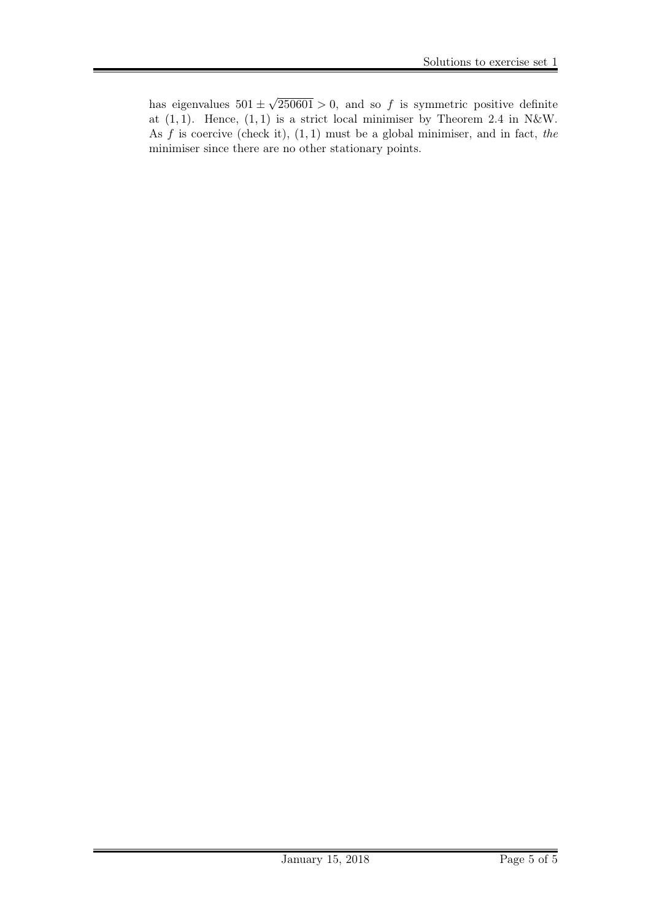has eigenvalues $501 \pm \sqrt{250601} > 0$, and so $f$ is symmetric positive definite at $(1, 1)$. Hence, $(1, 1)$ is a strict local minimiser by Theorem 2.4 in N&W. As $f$ is coercive (check it), $(1, 1)$ must be a global minimiser, and in fact, *the* minimiser since there are no other stationary points.